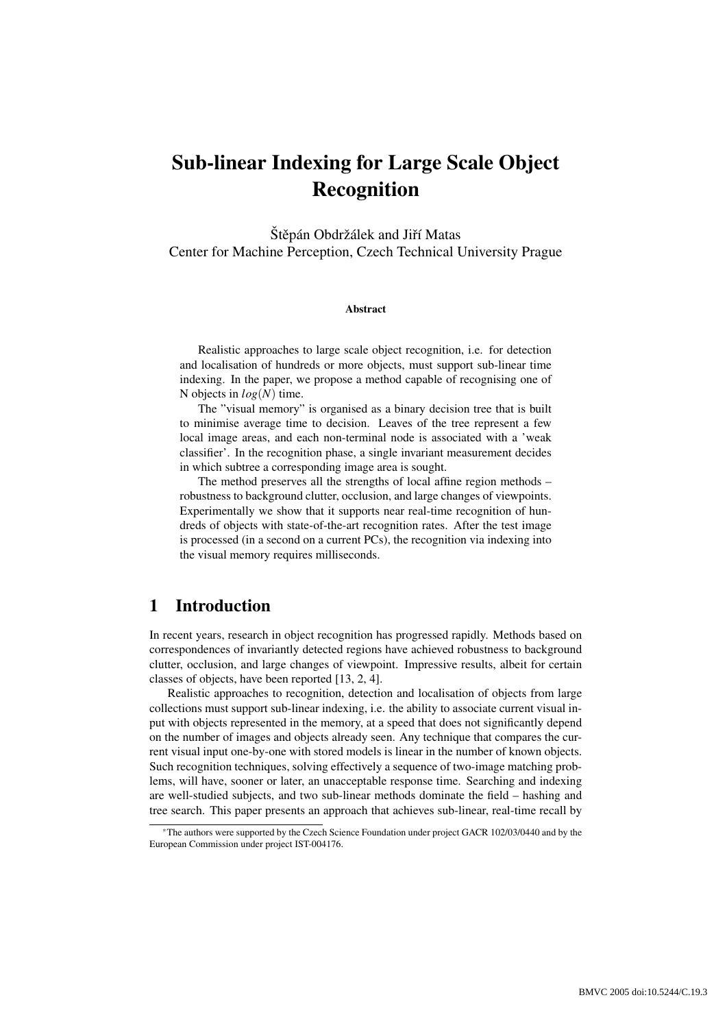# Sub-linear Indexing for Large Scale Object Recognition

Štěpán Obdržálek and Jiří Matas
Center for Machine Perception, Czech Technical University Prague

### Abstract

Realistic approaches to large scale object recognition, i.e. for detection and localisation of hundreds or more objects, must support sub-linear time indexing. In the paper, we propose a method capable of recognising one of N objects in $log(N)$ time.

The "visual memory" is organised as a binary decision tree that is built to minimise average time to decision. Leaves of the tree represent a few local image areas, and each non-terminal node is associated with a 'weak classifier'. In the recognition phase, a single invariant measurement decides in which subtree a corresponding image area is sought.

The method preserves all the strengths of local affine region methods – robustness to background clutter, occlusion, and large changes of viewpoints. Experimentally we show that it supports near real-time recognition of hundreds of objects with state-of-the-art recognition rates. After the test image is processed (in a second on a current PCs), the recognition via indexing into the visual memory requires milliseconds.

## 1 Introduction

In recent years, research in object recognition has progressed rapidly. Methods based on correspondences of invariantly detected regions have achieved robustness to background clutter, occlusion, and large changes of viewpoint. Impressive results, albeit for certain classes of objects, have been reported [13, 2, 4].

Realistic approaches to recognition, detection and localisation of objects from large collections must support sub-linear indexing, i.e. the ability to associate current visual input with objects represented in the memory, at a speed that does not significantly depend on the number of images and objects already seen. Any technique that compares the current visual input one-by-one with stored models is linear in the number of known objects. Such recognition techniques, solving effectively a sequence of two-image matching problems, will have, sooner or later, an unacceptable response time. Searching and indexing are well-studied subjects, and two sub-linear methods dominate the field – hashing and tree search. This paper presents an approach that achieves sub-linear, real-time recall by

*The authors were supported by the Czech Science Foundation under project GACR 102/03/0440 and by the European Commission under project IST-004176.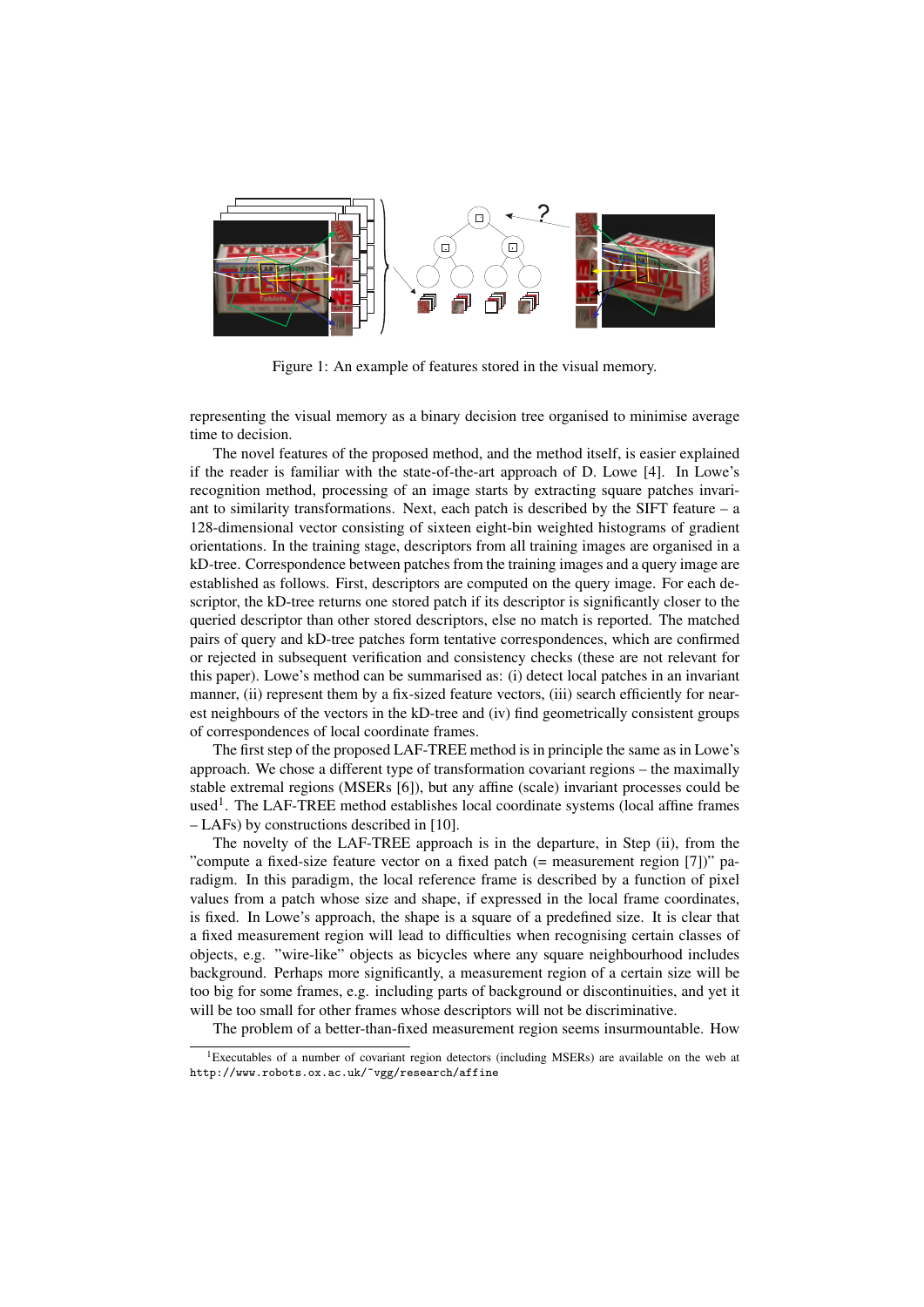Figure 1: An example of features stored in the visual memory.

representing the visual memory as a binary decision tree organised to minimise average time to decision.

The novel features of the proposed method, and the method itself, is easier explained if the reader is familiar with the state-of-the-art approach of D. Lowe [4]. In Lowe's recognition method, processing of an image starts by extracting square patches invariant to similarity transformations. Next, each patch is described by the SIFT feature – a 128-dimensional vector consisting of sixteen eight-bin weighted histograms of gradient orientations. In the training stage, descriptors from all training images are organised in a kD-tree. Correspondence between patches from the training images and a query image are established as follows. First, descriptors are computed on the query image. For each descriptor, the kD-tree returns one stored patch if its descriptor is significantly closer to the queried descriptor than other stored descriptors, else no match is reported. The matched pairs of query and kD-tree patches form tentative correspondences, which are confirmed or rejected in subsequent verification and consistency checks (these are not relevant for this paper). Lowe's method can be summarised as: (i) detect local patches in an invariant manner, (ii) represent them by a fix-sized feature vectors, (iii) search efficiently for nearest neighbours of the vectors in the kD-tree and (iv) find geometrically consistent groups of correspondences of local coordinate frames.

The first step of the proposed LAF-TREE method is in principle the same as in Lowe's approach. We chose a different type of transformation covariant regions – the maximally stable extremal regions (MSERs [6]), but any affine (scale) invariant processes could be used[1]. The LAF-TREE method establishes local coordinate systems (local affine frames – LAFs) by constructions described in [10].

The novelty of the LAF-TREE approach is in the departure, in Step (ii), from the "compute a fixed-size feature vector on a fixed patch (= measurement region [7])" paradigm. In this paradigm, the local reference frame is described by a function of pixel values from a patch whose size and shape, if expressed in the local frame coordinates, is fixed. In Lowe's approach, the shape is a square of a predefined size. It is clear that a fixed measurement region will lead to difficulties when recognising certain classes of objects, e.g. "wire-like" objects as bicycles where any square neighbourhood includes background. Perhaps more significantly, a measurement region of a certain size will be too big for some frames, e.g. including parts of background or discontinuities, and yet it will be too small for other frames whose descriptors will not be discriminative.

The problem of a better-than-fixed measurement region seems insurmountable. How

[1] Executables of a number of covariant region detectors (including MSERs) are available on the web at `http://www.robots.ox.ac.uk/~vgg/research/affine`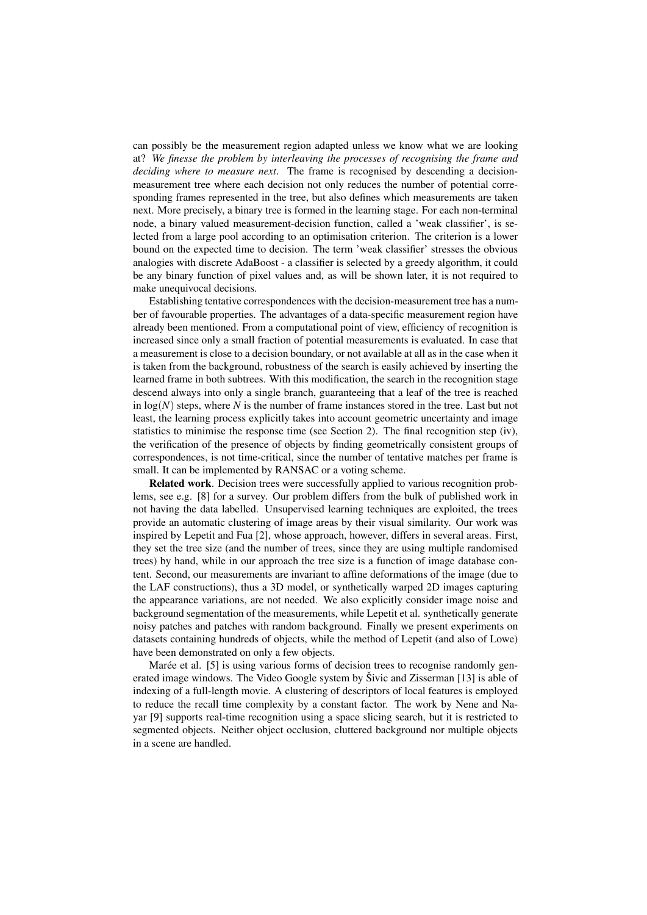can possibly be the measurement region adapted unless we know what we are looking at? *We finesse the problem by interleaving the processes of recognising the frame and deciding where to measure next*. The frame is recognised by descending a decision-measurement tree where each decision not only reduces the number of potential corresponding frames represented in the tree, but also defines which measurements are taken next. More precisely, a binary tree is formed in the learning stage. For each non-terminal node, a binary valued measurement-decision function, called a 'weak classifier', is selected from a large pool according to an optimisation criterion. The criterion is a lower bound on the expected time to decision. The term 'weak classifier' stresses the obvious analogies with discrete AdaBoost - a classifier is selected by a greedy algorithm, it could be any binary function of pixel values and, as will be shown later, it is not required to make unequivocal decisions.

Establishing tentative correspondences with the decision-measurement tree has a number of favourable properties. The advantages of a data-specific measurement region have already been mentioned. From a computational point of view, efficiency of recognition is increased since only a small fraction of potential measurements is evaluated. In case that a measurement is close to a decision boundary, or not available at all as in the case when it is taken from the background, robustness of the search is easily achieved by inserting the learned frame in both subtrees. With this modification, the search in the recognition stage descend always into only a single branch, guaranteeing that a leaf of the tree is reached in $\log(N)$ steps, where $N$ is the number of frame instances stored in the tree. Last but not least, the learning process explicitly takes into account geometric uncertainty and image statistics to minimise the response time (see Section 2). The final recognition step (iv), the verification of the presence of objects by finding geometrically consistent groups of correspondences, is not time-critical, since the number of tentative matches per frame is small. It can be implemented by RANSAC or a voting scheme.

**Related work**. Decision trees were successfully applied to various recognition problems, see e.g. [8] for a survey. Our problem differs from the bulk of published work in not having the data labelled. Unsupervised learning techniques are exploited, the trees provide an automatic clustering of image areas by their visual similarity. Our work was inspired by Lepetit and Fua [2], whose approach, however, differs in several areas. First, they set the tree size (and the number of trees, since they are using multiple randomised trees) by hand, while in our approach the tree size is a function of image database content. Second, our measurements are invariant to affine deformations of the image (due to the LAF constructions), thus a 3D model, or synthetically warped 2D images capturing the appearance variations, are not needed. We also explicitly consider image noise and background segmentation of the measurements, while Lepetit et al. synthetically generate noisy patches and patches with random background. Finally we present experiments on datasets containing hundreds of objects, while the method of Lepetit (and also of Lowe) have been demonstrated on only a few objects.

Marée et al. [5] is using various forms of decision trees to recognise randomly generated image windows. The Video Google system by Šivic and Zisserman [13] is able of indexing of a full-length movie. A clustering of descriptors of local features is employed to reduce the recall time complexity by a constant factor. The work by Nene and Nayar [9] supports real-time recognition using a space slicing search, but it is restricted to segmented objects. Neither object occlusion, cluttered background nor multiple objects in a scene are handled.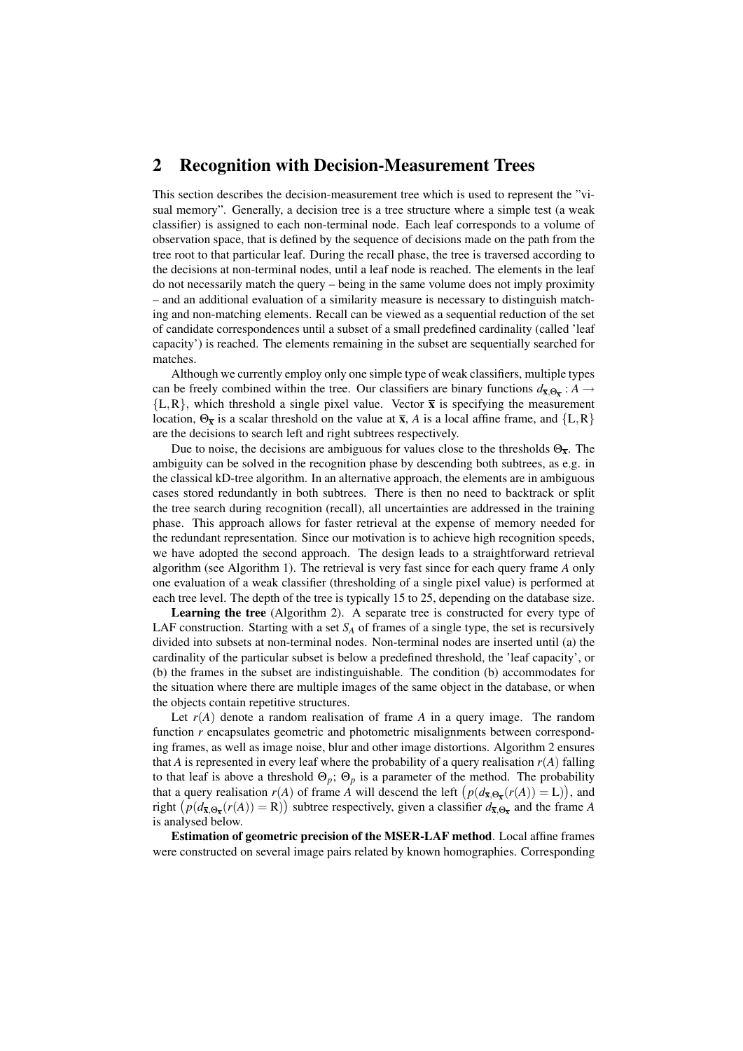## 2 Recognition with Decision-Measurement Trees

This section describes the decision-measurement tree which is used to represent the "visual memory". Generally, a decision tree is a tree structure where a simple test (a weak classifier) is assigned to each non-terminal node. Each leaf corresponds to a volume of observation space, that is defined by the sequence of decisions made on the path from the tree root to that particular leaf. During the recall phase, the tree is traversed according to the decisions at non-terminal nodes, until a leaf node is reached. The elements in the leaf do not necessarily match the query – being in the same volume does not imply proximity – and an additional evaluation of a similarity measure is necessary to distinguish matching and non-matching elements. Recall can be viewed as a sequential reduction of the set of candidate correspondences until a subset of a small predefined cardinality (called 'leaf capacity') is reached. The elements remaining in the subset are sequentially searched for matches.

Although we currently employ only one simple type of weak classifiers, multiple types can be freely combined within the tree. Our classifiers are binary functions $d_{\overline{\mathbf{x}},\Theta_{\overline{\mathbf{x}}}} : A \rightarrow \{\mathrm{L},\mathrm{R}\}$, which threshold a single pixel value. Vector $\overline{\mathbf{x}}$ is specifying the measurement location, $\Theta_{\overline{\mathbf{x}}}$ is a scalar threshold on the value at $\overline{\mathbf{x}}$, $A$ is a local affine frame, and $\{\mathrm{L},\mathrm{R}\}$ are the decisions to search left and right subtrees respectively.

Due to noise, the decisions are ambiguous for values close to the thresholds $\Theta_{\overline{\mathbf{x}}}$. The ambiguity can be solved in the recognition phase by descending both subtrees, as e.g. in the classical kD-tree algorithm. In an alternative approach, the elements are in ambiguous cases stored redundantly in both subtrees. There is then no need to backtrack or split the tree search during recognition (recall), all uncertainties are addressed in the training phase. This approach allows for faster retrieval at the expense of memory needed for the redundant representation. Since our motivation is to achieve high recognition speeds, we have adopted the second approach. The design leads to a straightforward retrieval algorithm (see Algorithm 1). The retrieval is very fast since for each query frame $A$ only one evaluation of a weak classifier (thresholding of a single pixel value) is performed at each tree level. The depth of the tree is typically 15 to 25, depending on the database size.

**Learning the tree** (Algorithm 2). A separate tree is constructed for every type of LAF construction. Starting with a set $S_A$ of frames of a single type, the set is recursively divided into subsets at non-terminal nodes. Non-terminal nodes are inserted until (a) the cardinality of the particular subset is below a predefined threshold, the 'leaf capacity', or (b) the frames in the subset are indistinguishable. The condition (b) accommodates for the situation where there are multiple images of the same object in the database, or when the objects contain repetitive structures.

Let $r(A)$ denote a random realisation of frame $A$ in a query image. The random function $r$ encapsulates geometric and photometric misalignments between corresponding frames, as well as image noise, blur and other image distortions. Algorithm 2 ensures that $A$ is represented in every leaf where the probability of a query realisation $r(A)$ falling to that leaf is above a threshold $\Theta_p$; $\Theta_p$ is a parameter of the method. The probability that a query realisation $r(A)$ of frame $A$ will descend the left $\left(p(d_{\overline{\mathbf{x}},\Theta_{\overline{\mathbf{x}}}}(r(A)) = \mathrm{L})\right)$, and right $\left(p(d_{\overline{\mathbf{x}},\Theta_{\overline{\mathbf{x}}}}(r(A)) = \mathrm{R})\right)$ subtree respectively, given a classifier $d_{\overline{\mathbf{x}},\Theta_{\overline{\mathbf{x}}}}$ and the frame $A$ is analysed below.

**Estimation of geometric precision of the MSER-LAF method**. Local affine frames were constructed on several image pairs related by known homographies. Corresponding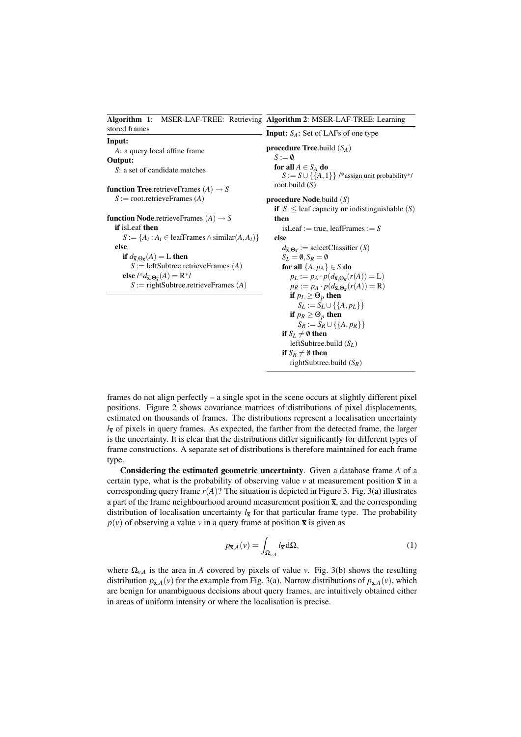**Algorithm 1**: MSER-LAF-TREE: Retrieving stored frames

```
Input:
  A: a query local affine frame
Output:
  S: a set of candidate matches

function Tree.retrieveFrames (A) → S
  S := root.retrieveFrames (A)

function Node.retrieveFrames (A) → S
  if isLeaf then
    S := {A_i : A_i ∈ leafFrames ∧ similar(A, A_i)}
  else
    if d_{x̄,Θ_x̄}(A) = L then
      S := leftSubtree.retrieveFrames (A)
    else /*d_{x̄,Θ_x̄}(A) = R*/
      S := rightSubtree.retrieveFrames (A)
```

**Algorithm 2**: MSER-LAF-TREE: Learning

```
Input: S_A: Set of LAFs of one type

procedure Tree.build (S_A)
  S := ∅
  for all A ∈ S_A do
    S := S ∪ {{A, 1}} /*assign unit probability*/
  root.build (S)

procedure Node.build (S)
  if |S| ≤ leaf capacity or indistinguishable (S) then
    isLeaf := true, leafFrames := S
  else
    d_{x̄,Θ_x̄} := selectClassifier (S)
    S_L = ∅, S_R = ∅
    for all {A, p_A} ∈ S do
      p_L := p_A · p(d_{x̄,Θ_x̄}(r(A)) = L)
      p_R := p_A · p(d_{x̄,Θ_x̄}(r(A)) = R)
      if p_L ≥ Θ_p then
        S_L := S_L ∪ {{A, p_L}}
      if p_R ≥ Θ_p then
        S_R := S_R ∪ {{A, p_R}}
    if S_L ≠ ∅ then
      leftSubtree.build (S_L)
    if S_R ≠ ∅ then
      rightSubtree.build (S_R)
```

frames do not align perfectly – a single spot in the scene occurs at slightly different pixel positions. Figure 2 shows covariance matrices of distributions of pixel displacements, estimated on thousands of frames. The distributions represent a localisation uncertainty $l_{\overline{\mathbf{x}}}$ of pixels in query frames. As expected, the farther from the detected frame, the larger is the uncertainty. It is clear that the distributions differ significantly for different types of frame constructions. A separate set of distributions is therefore maintained for each frame type.

**Considering the estimated geometric uncertainty**. Given a database frame $A$ of a certain type, what is the probability of observing value $v$ at measurement position $\overline{\mathbf{x}}$ in a corresponding query frame $r(A)$? The situation is depicted in Figure 3. Fig. 3(a) illustrates a part of the frame neighbourhood around measurement position $\overline{\mathbf{x}}$, and the corresponding distribution of localisation uncertainty $l_{\overline{\mathbf{x}}}$ for that particular frame type. The probability $p(v)$ of observing a value $v$ in a query frame at position $\overline{\mathbf{x}}$ is given as

$$p_{\overline{\mathbf{x}},A}(v) = \int_{\Omega_{v,A}} l_{\overline{\mathbf{x}}} \, \mathrm{d}\Omega, \tag{1}$$

where $\Omega_{v,A}$ is the area in $A$ covered by pixels of value $v$. Fig. 3(b) shows the resulting distribution $p_{\overline{\mathbf{x}},A}(v)$ for the example from Fig. 3(a). Narrow distributions of $p_{\overline{\mathbf{x}},A}(v)$, which are benign for unambiguous decisions about query frames, are intuitively obtained either in areas of uniform intensity or where the localisation is precise.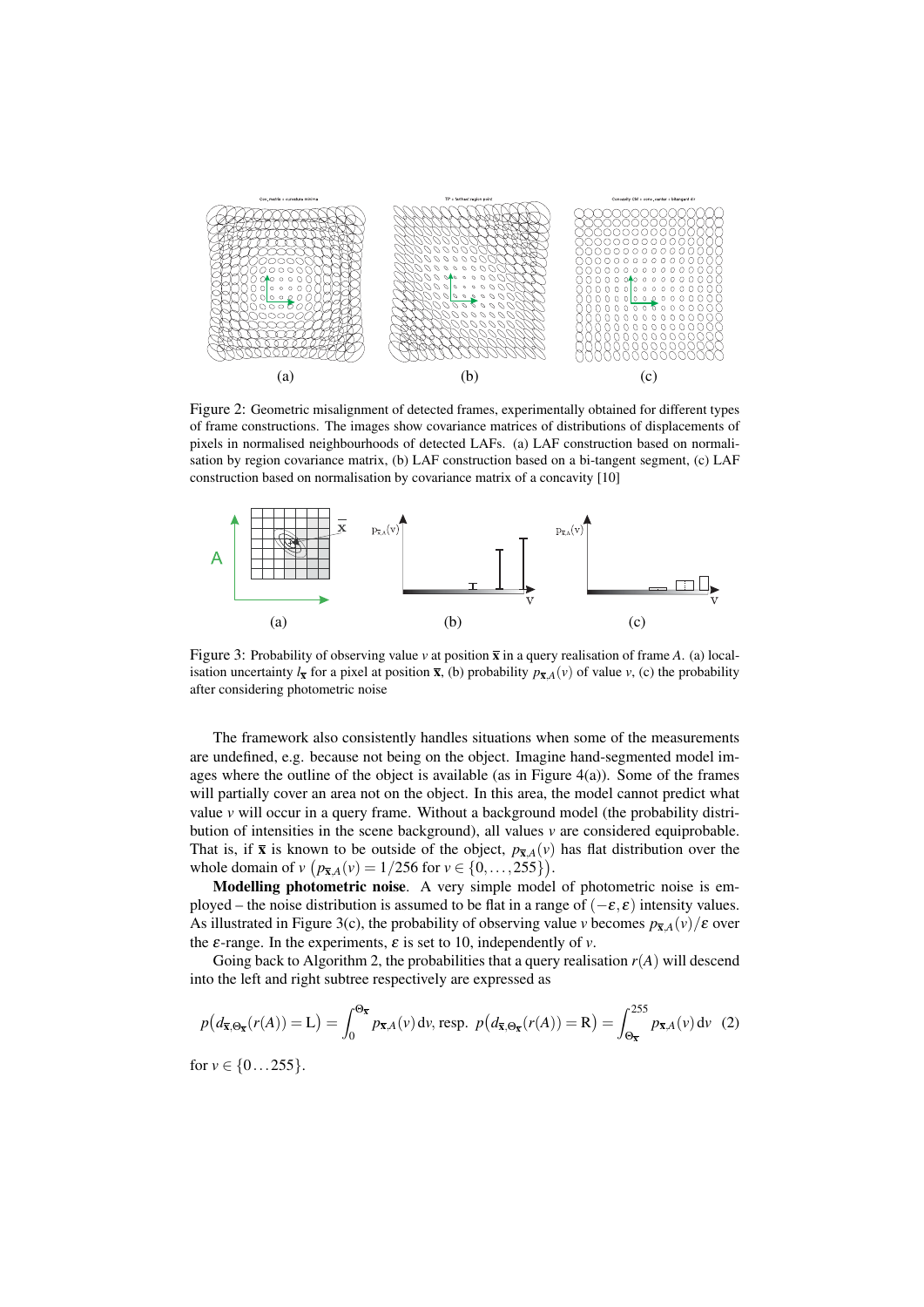Figure 2: Geometric misalignment of detected frames, experimentally obtained for different types of frame constructions. The images show covariance matrices of distributions of displacements of pixels in normalised neighbourhoods of detected LAFs. (a) LAF construction based on normalisation by region covariance matrix, (b) LAF construction based on a bi-tangent segment, (c) LAF construction based on normalisation by covariance matrix of a concavity [10]

Figure 3: Probability of observing value $v$ at position $\bar{\mathbf{x}}$ in a query realisation of frame $A$. (a) localisation uncertainty $l_{\bar{\mathbf{x}}}$ for a pixel at position $\bar{\mathbf{x}}$, (b) probability $p_{\bar{\mathbf{x}},A}(v)$ of value $v$, (c) the probability after considering photometric noise

The framework also consistently handles situations when some of the measurements are undefined, e.g. because not being on the object. Imagine hand-segmented model images where the outline of the object is available (as in Figure 4(a)). Some of the frames will partially cover an area not on the object. In this area, the model cannot predict what value $v$ will occur in a query frame. Without a background model (the probability distribution of intensities in the scene background), all values $v$ are considered equiprobable. That is, if $\bar{\mathbf{x}}$ is known to be outside of the object, $p_{\bar{\mathbf{x}},A}(v)$ has flat distribution over the whole domain of $v$ $\big(p_{\bar{\mathbf{x}},A}(v) = 1/256$ for $v \in \{0,\ldots,255\}\big)$.

**Modelling photometric noise**. A very simple model of photometric noise is employed – the noise distribution is assumed to be flat in a range of $(-\varepsilon,\varepsilon)$ intensity values. As illustrated in Figure 3(c), the probability of observing value $v$ becomes $p_{\bar{\mathbf{x}},A}(v)/\varepsilon$ over the $\varepsilon$-range. In the experiments, $\varepsilon$ is set to 10, independently of $v$.

Going back to Algorithm 2, the probabilities that a query realisation $r(A)$ will descend into the left and right subtree respectively are expressed as

$$p\big(d_{\bar{\mathbf{x}},\Theta_{\bar{\mathbf{x}}}}(r(A)) = \mathrm{L}\big) = \int_0^{\Theta_{\bar{\mathbf{x}}}} p_{\bar{\mathbf{x}},A}(v)\,\mathrm{d}v, \text{ resp. } p\big(d_{\bar{\mathbf{x}},\Theta_{\bar{\mathbf{x}}}}(r(A)) = \mathrm{R}\big) = \int_{\Theta_{\bar{\mathbf{x}}}}^{255} p_{\bar{\mathbf{x}},A}(v)\,\mathrm{d}v \quad (2)$$

for $v \in \{0\ldots255\}$.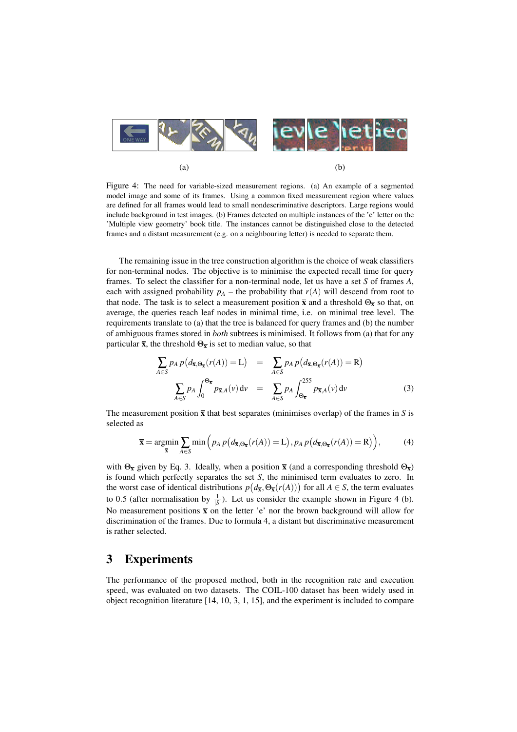(a) (b)

Figure 4: The need for variable-sized measurement regions. (a) An example of a segmented model image and some of its frames. Using a common fixed measurement region where values are defined for all frames would lead to small nondescriminative descriptors. Large regions would include background in test images. (b) Frames detected on multiple instances of the 'e' letter on the 'Multiple view geometry' book title. The instances cannot be distinguished close to the detected frames and a distant measurement (e.g. on a neighbouring letter) is needed to separate them.

The remaining issue in the tree construction algorithm is the choice of weak classifiers for non-terminal nodes. The objective is to minimise the expected recall time for query frames. To select the classifier for a non-terminal node, let us have a set $S$ of frames $A$, each with assigned probability $p_A$ – the probability that $r(A)$ will descend from root to that node. The task is to select a measurement position $\bar{\mathbf{x}}$ and a threshold $\Theta_{\bar{\mathbf{x}}}$ so that, on average, the queries reach leaf nodes in minimal time, i.e. on minimal tree level. The requirements translate to (a) that the tree is balanced for query frames and (b) the number of ambiguous frames stored in *both* subtrees is minimised. It follows from (a) that for any particular $\bar{\mathbf{x}}$, the threshold $\Theta_{\bar{\mathbf{x}}}$ is set to median value, so that

$$
\begin{aligned}
\sum_{A \in S} p_A \, p\big(d_{\bar{\mathbf{x}},\Theta_{\bar{\mathbf{x}}}}(r(A)) = \mathrm{L}\big) &= \sum_{A \in S} p_A \, p\big(d_{\bar{\mathbf{x}},\Theta_{\bar{\mathbf{x}}}}(r(A)) = \mathrm{R}\big) \\
\sum_{A \in S} p_A \int_0^{\Theta_{\bar{\mathbf{x}}}} p_{\bar{\mathbf{x}},A}(v) \, \mathrm{d}v &= \sum_{A \in S} p_A \int_{\Theta_{\bar{\mathbf{x}}}}^{255} p_{\bar{\mathbf{x}},A}(v) \, \mathrm{d}v
\end{aligned}
\tag{3}
$$

The measurement position $\bar{\mathbf{x}}$ that best separates (minimises overlap) of the frames in $S$ is selected as

$$
\bar{\mathbf{x}} = \operatorname*{argmin}_{\bar{\mathbf{x}}} \sum_{A \in S} \min\Big(p_A \, p\big(d_{\bar{\mathbf{x}},\Theta_{\bar{\mathbf{x}}}}(r(A)) = \mathrm{L}\big), p_A \, p\big(d_{\bar{\mathbf{x}},\Theta_{\bar{\mathbf{x}}}}(r(A)) = \mathrm{R}\big)\Big), \tag{4}
$$

with $\Theta_{\bar{\mathbf{x}}}$ given by Eq. 3. Ideally, when a position $\bar{\mathbf{x}}$ (and a corresponding threshold $\Theta_{\bar{\mathbf{x}}}$) is found which perfectly separates the set $S$, the minimised term evaluates to zero. In the worst case of identical distributions $p\big(d_{\bar{\mathbf{x}}}, \Theta_{\bar{\mathbf{x}}}(r(A))\big)$ for all $A \in S$, the term evaluates to 0.5 (after normalisation by $\frac{1}{|S|}$). Let us consider the example shown in Figure 4 (b). No measurement positions $\bar{\mathbf{x}}$ on the letter 'e' nor the brown background will allow for discrimination of the frames. Due to formula 4, a distant but discriminative measurement is rather selected.

# 3 Experiments

The performance of the proposed method, both in the recognition rate and execution speed, was evaluated on two datasets. The COIL-100 dataset has been widely used in object recognition literature [14, 10, 3, 1, 15], and the experiment is included to compare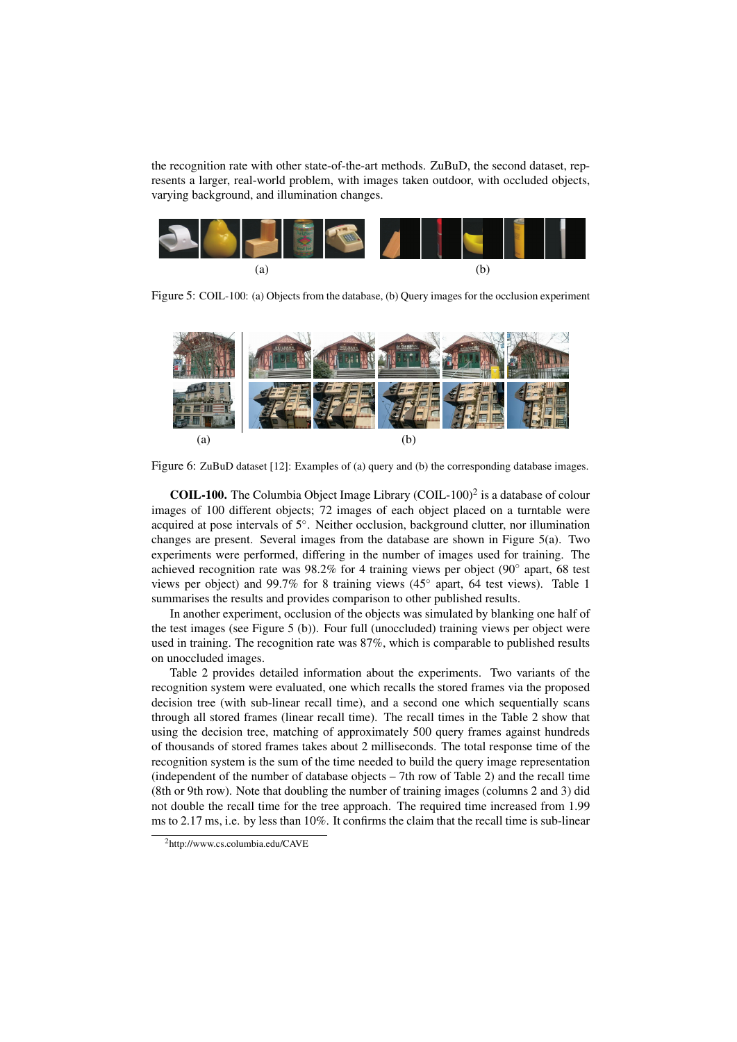the recognition rate with other state-of-the-art methods. ZuBuD, the second dataset, represents a larger, real-world problem, with images taken outdoor, with occluded objects, varying background, and illumination changes.

(a) (b)

Figure 5: COIL-100: (a) Objects from the database, (b) Query images for the occlusion experiment

(a) (b)

Figure 6: ZuBuD dataset [12]: Examples of (a) query and (b) the corresponding database images.

**COIL-100.** The Columbia Object Image Library (COIL-100)[2] is a database of colour images of 100 different objects; 72 images of each object placed on a turntable were acquired at pose intervals of 5°. Neither occlusion, background clutter, nor illumination changes are present. Several images from the database are shown in Figure 5(a). Two experiments were performed, differing in the number of images used for training. The achieved recognition rate was 98.2% for 4 training views per object (90° apart, 68 test views per object) and 99.7% for 8 training views (45° apart, 64 test views). Table 1 summarises the results and provides comparison to other published results.

In another experiment, occlusion of the objects was simulated by blanking one half of the test images (see Figure 5 (b)). Four full (unoccluded) training views per object were used in training. The recognition rate was 87%, which is comparable to published results on unoccluded images.

Table 2 provides detailed information about the experiments. Two variants of the recognition system were evaluated, one which recalls the stored frames via the proposed decision tree (with sub-linear recall time), and a second one which sequentially scans through all stored frames (linear recall time). The recall times in the Table 2 show that using the decision tree, matching of approximately 500 query frames against hundreds of thousands of stored frames takes about 2 milliseconds. The total response time of the recognition system is the sum of the time needed to build the query image representation (independent of the number of database objects – 7th row of Table 2) and the recall time (8th or 9th row). Note that doubling the number of training images (columns 2 and 3) did not double the recall time for the tree approach. The required time increased from 1.99 ms to 2.17 ms, i.e. by less than 10%. It confirms the claim that the recall time is sub-linear

[2] http://www.cs.columbia.edu/CAVE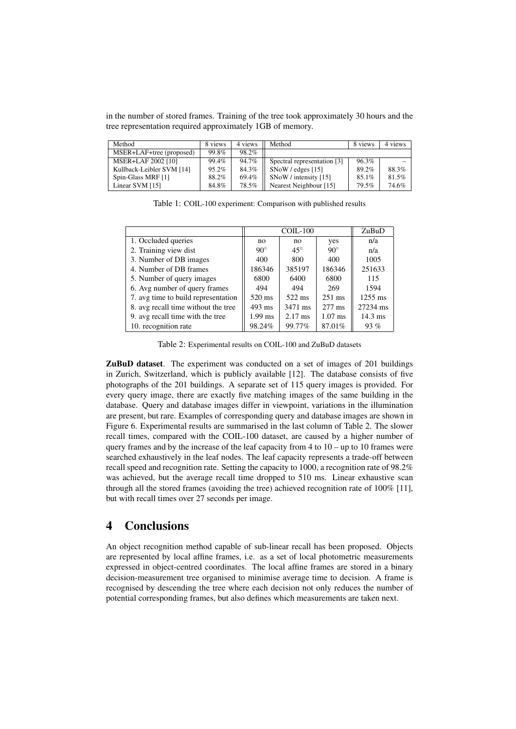in the number of stored frames. Training of the tree took approximately 30 hours and the tree representation required approximately 1GB of memory.

| Method | 8 views | 4 views | Method | 8 views | 4 views |
|---|---|---|---|---|---|
| MSER+LAF+tree (proposed) | 99.8% | 98.2% | | | |
| MSER+LAF 2002 [10] | 99.4% | 94.7% | Spectral representation [3] | 96.3% | – |
| Kullback-Leibler SVM [14] | 95.2% | 84.3% | SNoW / edges [15] | 89.2% | 88.3% |
| Spin-Glass MRF [1] | 88.2% | 69.4% | SNoW / intensity [15] | 85.1% | 81.5% |
| Linear SVM [15] | 84.8% | 78.5% | Nearest Neighbour [15] | 79.5% | 74.6% |

Table 1: COIL-100 experiment: Comparison with published results

| | COIL-100 | | | ZuBuD |
|---|---|---|---|---|
| 1. Occluded queries | no | no | yes | n/a |
| 2. Training view dist | $90^\circ$ | $45^\circ$ | $90^\circ$ | n/a |
| 3. Number of DB images | 400 | 800 | 400 | 1005 |
| 4. Number of DB frames | 186346 | 385197 | 186346 | 251633 |
| 5. Number of query images | 6800 | 6400 | 6800 | 115 |
| 6. Avg number of query frames | 494 | 494 | 269 | 1594 |
| 7. avg time to build representation | 520 ms | 522 ms | 251 ms | 1255 ms |
| 8. avg recall time without the tree | 493 ms | 3471 ms | 277 ms | 27234 ms |
| 9. avg recall time with the tree | 1.99 ms | 2.17 ms | 1.07 ms | 14.3 ms |
| 10. recognition rate | 98.24% | 99.77% | 87.01% | 93 % |

Table 2: Experimental results on COIL-100 and ZuBuD datasets

**ZuBuD dataset**. The experiment was conducted on a set of images of 201 buildings in Zurich, Switzerland, which is publicly available [12]. The database consists of five photographs of the 201 buildings. A separate set of 115 query images is provided. For every query image, there are exactly five matching images of the same building in the database. Query and database images differ in viewpoint, variations in the illumination are present, but rare. Examples of corresponding query and database images are shown in Figure 6. Experimental results are summarised in the last column of Table 2. The slower recall times, compared with the COIL-100 dataset, are caused by a higher number of query frames and by the increase of the leaf capacity from 4 to 10 – up to 10 frames were searched exhaustively in the leaf nodes. The leaf capacity represents a trade-off between recall speed and recognition rate. Setting the capacity to 1000, a recognition rate of 98.2% was achieved, but the average recall time dropped to 510 ms. Linear exhaustive scan through all the stored frames (avoiding the tree) achieved recognition rate of 100% [11], but with recall times over 27 seconds per image.

## 4 Conclusions

An object recognition method capable of sub-linear recall has been proposed. Objects are represented by local affine frames, i.e. as a set of local photometric measurements expressed in object-centred coordinates. The local affine frames are stored in a binary decision-measurement tree organised to minimise average time to decision. A frame is recognised by descending the tree where each decision not only reduces the number of potential corresponding frames, but also defines which measurements are taken next.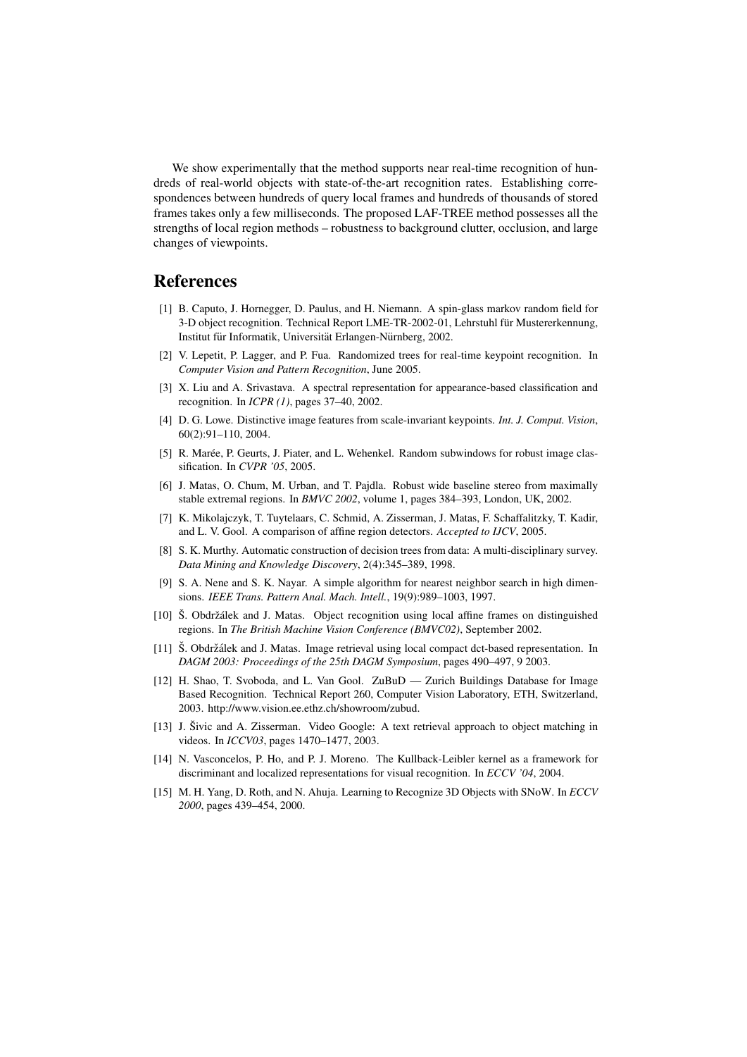We show experimentally that the method supports near real-time recognition of hundreds of real-world objects with state-of-the-art recognition rates. Establishing correspondences between hundreds of query local frames and hundreds of thousands of stored frames takes only a few milliseconds. The proposed LAF-TREE method possesses all the strengths of local region methods – robustness to background clutter, occlusion, and large changes of viewpoints.

# References

[1] B. Caputo, J. Hornegger, D. Paulus, and H. Niemann. A spin-glass markov random field for 3-D object recognition. Technical Report LME-TR-2002-01, Lehrstuhl für Mustererkennung, Institut für Informatik, Universität Erlangen-Nürnberg, 2002.

[2] V. Lepetit, P. Lagger, and P. Fua. Randomized trees for real-time keypoint recognition. In *Computer Vision and Pattern Recognition*, June 2005.

[3] X. Liu and A. Srivastava. A spectral representation for appearance-based classification and recognition. In *ICPR (1)*, pages 37–40, 2002.

[4] D. G. Lowe. Distinctive image features from scale-invariant keypoints. *Int. J. Comput. Vision*, 60(2):91–110, 2004.

[5] R. Marée, P. Geurts, J. Piater, and L. Wehenkel. Random subwindows for robust image classification. In *CVPR '05*, 2005.

[6] J. Matas, O. Chum, M. Urban, and T. Pajdla. Robust wide baseline stereo from maximally stable extremal regions. In *BMVC 2002*, volume 1, pages 384–393, London, UK, 2002.

[7] K. Mikolajczyk, T. Tuytelaars, C. Schmid, A. Zisserman, J. Matas, F. Schaffalitzky, T. Kadir, and L. V. Gool. A comparison of affine region detectors. *Accepted to IJCV*, 2005.

[8] S. K. Murthy. Automatic construction of decision trees from data: A multi-disciplinary survey. *Data Mining and Knowledge Discovery*, 2(4):345–389, 1998.

[9] S. A. Nene and S. K. Nayar. A simple algorithm for nearest neighbor search in high dimensions. *IEEE Trans. Pattern Anal. Mach. Intell.*, 19(9):989–1003, 1997.

[10] Š. Obdržálek and J. Matas. Object recognition using local affine frames on distinguished regions. In *The British Machine Vision Conference (BMVC02)*, September 2002.

[11] Š. Obdržálek and J. Matas. Image retrieval using local compact dct-based representation. In *DAGM 2003: Proceedings of the 25th DAGM Symposium*, pages 490–497, 9 2003.

[12] H. Shao, T. Svoboda, and L. Van Gool. ZuBuD — Zurich Buildings Database for Image Based Recognition. Technical Report 260, Computer Vision Laboratory, ETH, Switzerland, 2003. http://www.vision.ee.ethz.ch/showroom/zubud.

[13] J. Šivic and A. Zisserman. Video Google: A text retrieval approach to object matching in videos. In *ICCV03*, pages 1470–1477, 2003.

[14] N. Vasconcelos, P. Ho, and P. J. Moreno. The Kullback-Leibler kernel as a framework for discriminant and localized representations for visual recognition. In *ECCV '04*, 2004.

[15] M. H. Yang, D. Roth, and N. Ahuja. Learning to Recognize 3D Objects with SNoW. In *ECCV 2000*, pages 439–454, 2000.